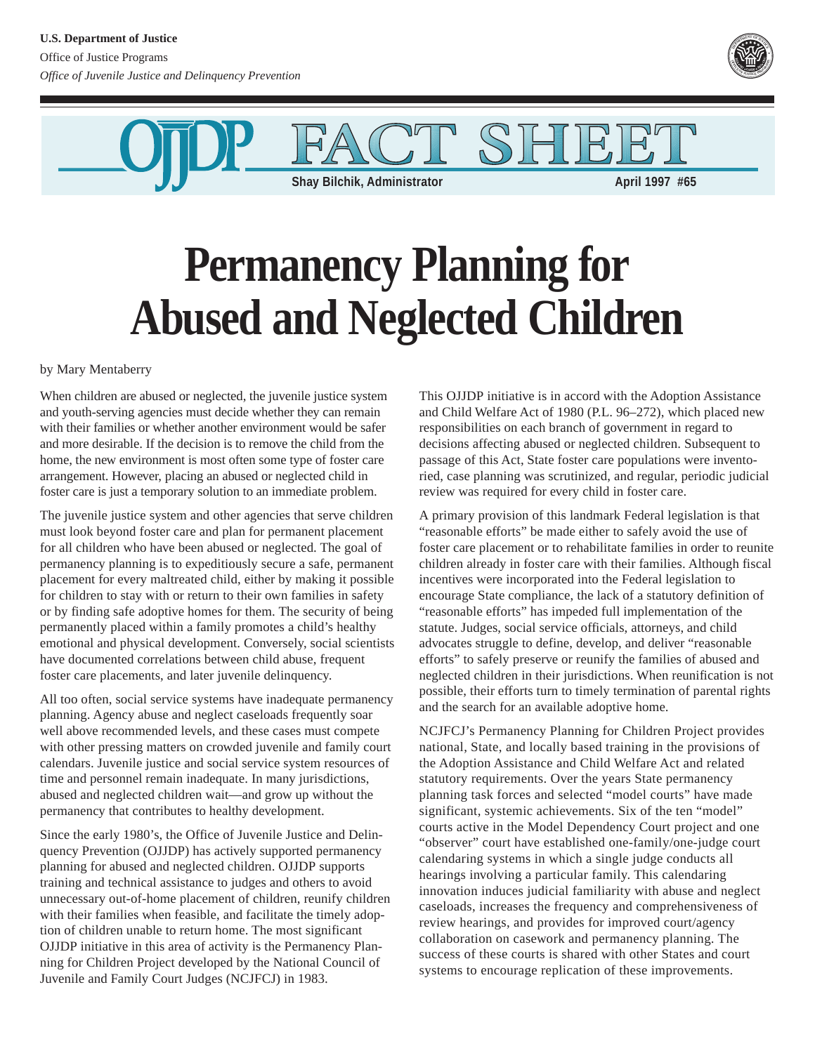U.S. Department of Justice

Office of Justice Programps

*Office of Juvenile Justice and Delinquency Prevention*

OJJDP FACT SHEET

Shay Bilchik, Administrator

April 1997 #65

# Permanency Planning for Abused and Neglected Children

by Mary Mentaberry

When children are abused or neglected, the juvenile justice system and youth-serving agencies must decide whether they can remain with their families or whether another environment would be safer and more desirable. If the decision is to remove the child from the home, the new environment is most often some type of foster care arrangement. However, placing an abused or neglected child in foster care is just a temporary solution to an immediate problem.

The juvenile justice system and other agencies that serve children must look beyond foster care and plan for permanent placement for all children who have been abused or neglected. The goal of permanency planning is to expeditiously secure a safe, permanent placement for every maltreated child, either by making it possible for children to stay with or return to their own families in safety or by finding safe adoptive homes for them. The security of being permanently placed within a family promotes a child's healthy emotional and physical development. Conversely, social scientists have documented correlations between child abuse, frequent foster care placements, and later juvenile delinquency.

All too often, social service systems have inadequate permanency planning. Agency abuse and neglect caseloads frequently soar well above recommended levels, and these cases must compete with other pressing matters on crowded juvenile and family court calendars. Juvenile justice and social service system resources of time and personnel remain inadequate. In many jurisdictions, abused and neglected children wait—and grow up without the permanency that contributes to healthy development.

Since the early 1980's, the Office of Juvenile Justice and Delinquency Prevention (OJJDP) has actively supported permanency planning for abused and neglected children. OJJDP supports training and technical assistance to judges and others to avoid unnecessary out-of-home placement of children, reunify children with their families when feasible, and facilitate the timely adoption of children unable to return home. The most significant OJJDP initiative in this area of activity is the Permanency Planning for Children Project developed by the National Council of Juvenile and Family Court Judges (NCJFCJ) in 1983.

This OJJDP initiative is in accord with the Adoption Assistance and Child Welfare Act of 1980 (P.L. 96–272), which placed new responsibilities on each branch of government in regard to decisions affecting abused or neglected children. Subsequent to passage of this Act, State foster care populations were inventoried, case planning was scrutinized, and regular, periodic judicial review was required for every child in foster care.

A primary provision of this landmark Federal legislation is that "reasonable efforts" be made either to safely avoid the use of foster care placement or to rehabilitate families in order to reunite children already in foster care with their families. Although fiscal incentives were incorporated into the Federal legislation to encourage State compliance, the lack of a statutory definition of "reasonable efforts" has impeded full implementation of the statute. Judges, social service officials, attorneys, and child advocates struggle to define, develop, and deliver "reasonable efforts" to safely preserve or reunify the families of abused and neglected children in their jurisdictions. When reunification is not possible, their efforts turn to timely termination of parental rights and the search for an available adoptive home.

NCJFCJ's Permanency Planning for Children Project provides national, State, and locally based training in the provisions of the Adoption Assistance and Child Welfare Act and related statutory requirements. Over the years State permanency planning task forces and selected "model courts" have made significant, systemic achievements. Six of the ten "model" courts active in the Model Dependency Court project and one "observer" court have established one-family/one-judge court calendaring systems in which a single judge conducts all hearings involving a particular family. This calendaring innovation induces judicial familiarity with abuse and neglect caseloads, increases the frequency and comprehensiveness of review hearings, and provides for improved court/agency collaboration on casework and permanency planning. The success of these courts is shared with other States and court systems to encourage replication of these improvements.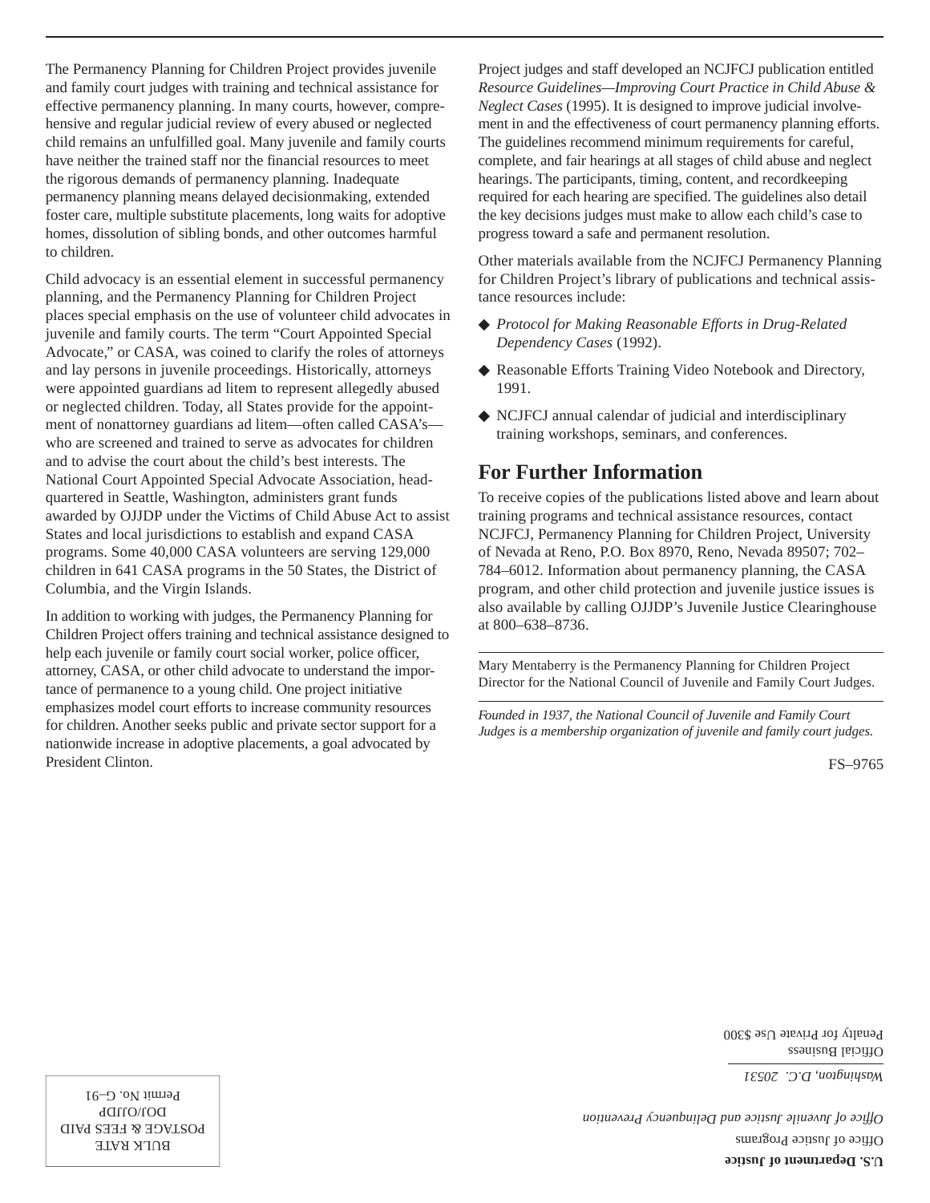The Permanency Planning for Children Project provides juvenile and family court judges with training and technical assistance for effective permanency planning. In many courts, however, comprehensive and regular judicial review of every abused or neglected child remains an unfulfilled goal. Many juvenile and family courts have neither the trained staff nor the financial resources to meet the rigorous demands of permanency planning. Inadequate permanency planning means delayed decisionmaking, extended foster care, multiple substitute placements, long waits for adoptive homes, dissolution of sibling bonds, and other outcomes harmful to children.

Child advocacy is an essential element in successful permanency planning, and the Permanency Planning for Children Project places special emphasis on the use of volunteer child advocates in juvenile and family courts. The term "Court Appointed Special Advocate," or CASA, was coined to clarify the roles of attorneys and lay persons in juvenile proceedings. Historically, attorneys were appointed guardians ad litem to represent allegedly abused or neglected children. Today, all States provide for the appointment of nonattorney guardians ad litem—often called CASA's—who are screened and trained to serve as advocates for children and to advise the court about the child's best interests. The National Court Appointed Special Advocate Association, headquartered in Seattle, Washington, administers grant funds awarded by OJJDP under the Victims of Child Abuse Act to assist States and local jurisdictions to establish and expand CASA programs. Some 40,000 CASA volunteers are serving 129,000 children in 641 CASA programs in the 50 States, the District of Columbia, and the Virgin Islands.

In addition to working with judges, the Permanency Planning for Children Project offers training and technical assistance designed to help each juvenile or family court social worker, police officer, attorney, CASA, or other child advocate to understand the importance of permanence to a young child. One project initiative emphasizes model court efforts to increase community resources for children. Another seeks public and private sector support for a nationwide increase in adoptive placements, a goal advocated by President Clinton.

Project judges and staff developed an NCJFCJ publication entitled *Resource Guidelines—Improving Court Practice in Child Abuse & Neglect Cases* (1995). It is designed to improve judicial involvement in and the effectiveness of court permanency planning efforts. The guidelines recommend minimum requirements for careful, complete, and fair hearings at all stages of child abuse and neglect hearings. The participants, timing, content, and recordkeeping required for each hearing are specified. The guidelines also detail the key decisions judges must make to allow each child's case to progress toward a safe and permanent resolution.

Other materials available from the NCJFCJ Permanency Planning for Children Project's library of publications and technical assistance resources include:

- *Protocol for Making Reasonable Efforts in Drug-Related Dependency Cases* (1992).
- Reasonable Efforts Training Video Notebook and Directory, 1991.
- NCJFCJ annual calendar of judicial and interdisciplinary training workshops, seminars, and conferences.

## For Further Information

To receive copies of the publications listed above and learn about training programs and technical assistance resources, contact NCJFCJ, Permanency Planning for Children Project, University of Nevada at Reno, P.O. Box 8970, Reno, Nevada 89507; 702–784–6012. Information about permanency planning, the CASA program, and other child protection and juvenile justice issues is also available by calling OJJDP's Juvenile Justice Clearinghouse at 800–638–8736.

Mary Mentaberry is the Permanency Planning for Children Project Director for the National Council of Juvenile and Family Court Judges.

*Founded in 1937, the National Council of Juvenile and Family Court Judges is a membership organization of juvenile and family court judges.*

FS–9765

**U.S. Department of Justice**
Office of Justice Programs
*Office of Juvenile Justice and Delinquency Prevention*

*Washington, D.C. 20531*

Official Business
Penalty for Private Use $300

BULK RATE
POSTAGE & FEES PAID
DOJ/OJJDP
Permit No. G–91